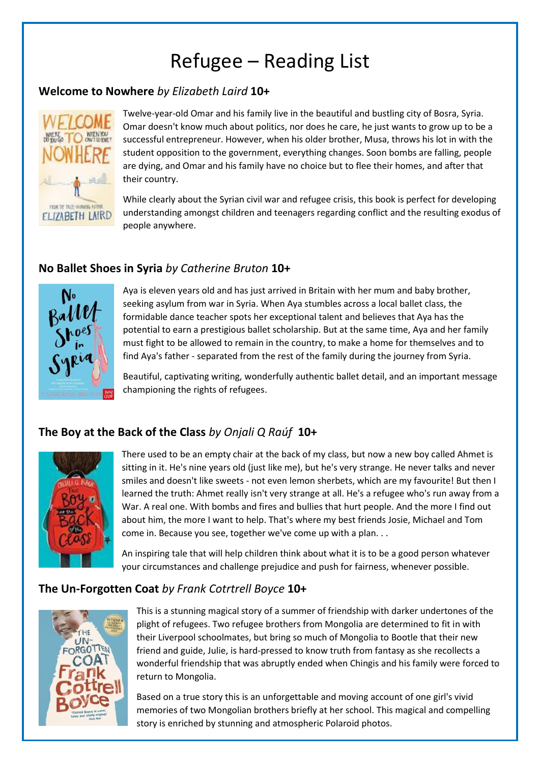# Refugee – Reading List

## **Welcome to Nowhere** *by Elizabeth Laird* **10+**

Twelve-year-old Omar and his family live in the beautiful and bustling city of Bosra, Syria. Omar doesn't know much about politics, nor does he care, he just wants to grow up to be a successful entrepreneur. However, when his older brother, Musa, throws his lot in with the student opposition to the government, everything changes. Soon bombs are falling, people are dying, and Omar and his family have no choice but to flee their homes, and after that their country.

While clearly about the Syrian civil war and refugee crisis, this book is perfect for developing understanding amongst children and teenagers regarding conflict and the resulting exodus of people anywhere.

## **No Ballet Shoes in Syria** *by Catherine Bruton* **10+**

Aya is eleven years old and has just arrived in Britain with her mum and baby brother, seeking asylum from war in Syria. When Aya stumbles across a local ballet class, the formidable dance teacher spots her exceptional talent and believes that Aya has the potential to earn a prestigious ballet scholarship. But at the same time, Aya and her family must fight to be allowed to remain in the country, to make a home for themselves and to find Aya's father - separated from the rest of the family during the journey from Syria.

Beautiful, captivating writing, wonderfully authentic ballet detail, and an important message championing the rights of refugees.

## **The Boy at the Back of the Class** *by Onjali Q Raúf* **10+**

There used to be an empty chair at the back of my class, but now a new boy called Ahmet is sitting in it. He's nine years old (just like me), but he's very strange. He never talks and never smiles and doesn't like sweets - not even lemon sherbets, which are my favourite! But then I learned the truth: Ahmet really isn't very strange at all. He's a refugee who's run away from a War. A real one. With bombs and fires and bullies that hurt people. And the more I find out about him, the more I want to help. That's where my best friends Josie, Michael and Tom come in. Because you see, together we've come up with a plan. . .

An inspiring tale that will help children think about what it is to be a good person whatever your circumstances and challenge prejudice and push for fairness, whenever possible.

## **The Un-Forgotten Coat** *by Frank Cotrtrell Boyce* **10+**

This is a stunning magical story of a summer of friendship with darker undertones of the plight of refugees. Two refugee brothers from Mongolia are determined to fit in with their Liverpool schoolmates, but bring so much of Mongolia to Bootle that their new friend and guide, Julie, is hard-pressed to know truth from fantasy as she recollects a wonderful friendship that was abruptly ended when Chingis and his family were forced to return to Mongolia.

Based on a true story this is an unforgettable and moving account of one girl's vivid memories of two Mongolian brothers briefly at her school. This magical and compelling story is enriched by stunning and atmospheric Polaroid photos.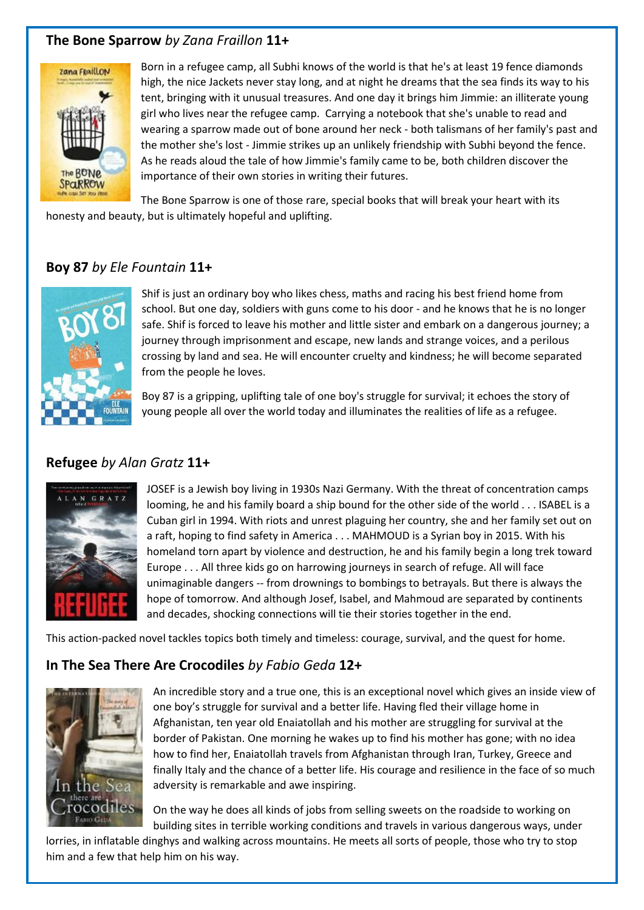## **The Bone Sparrow** *by Zana Fraillon* **11+**

Born in a refugee camp, all Subhi knows of the world is that he's at least 19 fence diamonds high, the nice Jackets never stay long, and at night he dreams that the sea finds its way to his tent, bringing with it unusual treasures. And one day it brings him Jimmie: an illiterate young girl who lives near the refugee camp. Carrying a notebook that she's unable to read and wearing a sparrow made out of bone around her neck - both talismans of her family's past and the mother she's lost - Jimmie strikes up an unlikely friendship with Subhi beyond the fence. As he reads aloud the tale of how Jimmie's family came to be, both children discover the importance of their own stories in writing their futures.

The Bone Sparrow is one of those rare, special books that will break your heart with its honesty and beauty, but is ultimately hopeful and uplifting.

## **Boy 87** *by Ele Fountain* **11+**

Shif is just an ordinary boy who likes chess, maths and racing his best friend home from school. But one day, soldiers with guns come to his door - and he knows that he is no longer safe. Shif is forced to leave his mother and little sister and embark on a dangerous journey; a journey through imprisonment and escape, new lands and strange voices, and a perilous crossing by land and sea. He will encounter cruelty and kindness; he will become separated from the people he loves.

Boy 87 is a gripping, uplifting tale of one boy's struggle for survival; it echoes the story of young people all over the world today and illuminates the realities of life as a refugee.

## **Refugee** *by Alan Gratz* **11+**

JOSEF is a Jewish boy living in 1930s Nazi Germany. With the threat of concentration camps looming, he and his family board a ship bound for the other side of the world . . . ISABEL is a Cuban girl in 1994. With riots and unrest plaguing her country, she and her family set out on a raft, hoping to find safety in America . . . MAHMOUD is a Syrian boy in 2015. With his homeland torn apart by violence and destruction, he and his family begin a long trek toward Europe . . . All three kids go on harrowing journeys in search of refuge. All will face unimaginable dangers -- from drownings to bombings to betrayals. But there is always the hope of tomorrow. And although Josef, Isabel, and Mahmoud are separated by continents and decades, shocking connections will tie their stories together in the end.

This action-packed novel tackles topics both timely and timeless: courage, survival, and the quest for home.

## **In The Sea There Are Crocodiles** *by Fabio Geda* **12+**

An incredible story and a true one, this is an exceptional novel which gives an inside view of one boy's struggle for survival and a better life. Having fled their village home in Afghanistan, ten year old Enaiatollah and his mother are struggling for survival at the border of Pakistan. One morning he wakes up to find his mother has gone; with no idea how to find her, Enaiatollah travels from Afghanistan through Iran, Turkey, Greece and finally Italy and the chance of a better life. His courage and resilience in the face of so much adversity is remarkable and awe inspiring.

On the way he does all kinds of jobs from selling sweets on the roadside to working on building sites in terrible working conditions and travels in various dangerous ways, under lorries, in inflatable dinghys and walking across mountains. He meets all sorts of people, those who try to stop him and a few that help him on his way.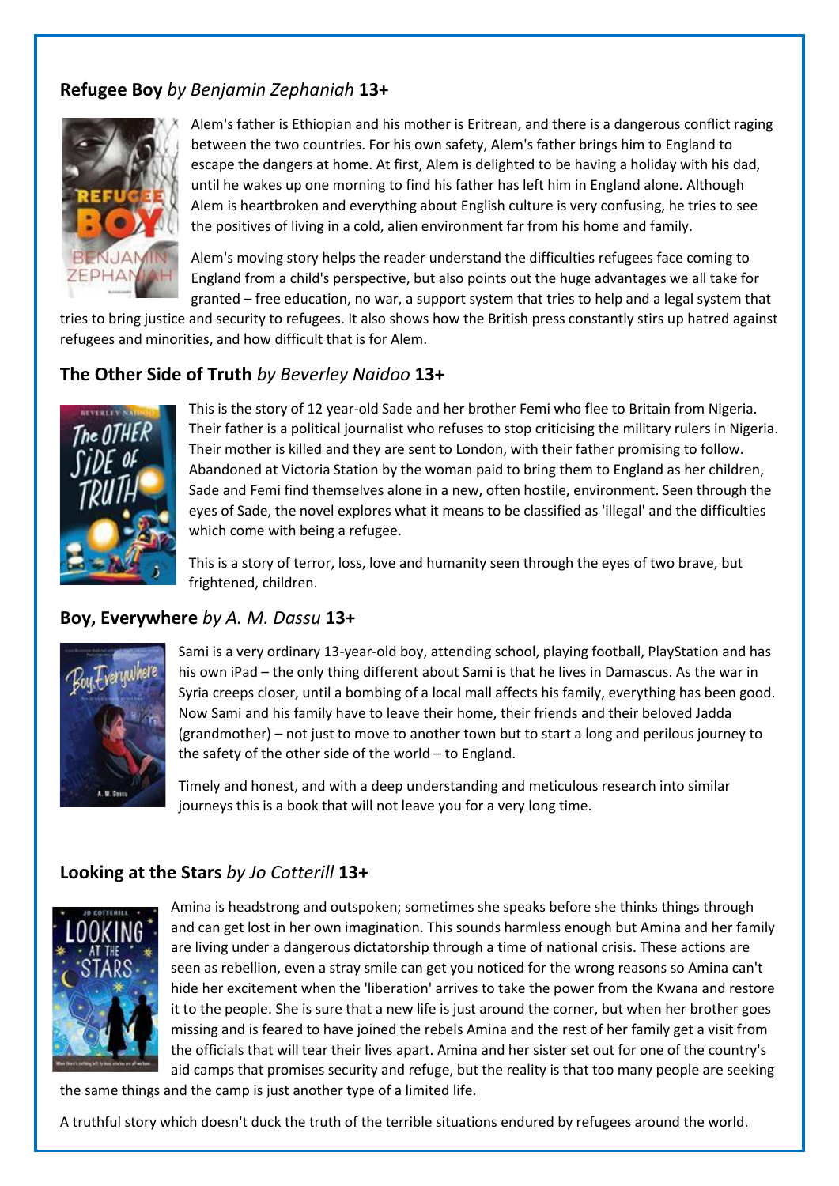## **Refugee Boy** *by Benjamin Zephaniah* **13+**

Alem's father is Ethiopian and his mother is Eritrean, and there is a dangerous conflict raging between the two countries. For his own safety, Alem's father brings him to England to escape the dangers at home. At first, Alem is delighted to be having a holiday with his dad, until he wakes up one morning to find his father has left him in England alone. Although Alem is heartbroken and everything about English culture is very confusing, he tries to see the positives of living in a cold, alien environment far from his home and family.

Alem's moving story helps the reader understand the difficulties refugees face coming to England from a child's perspective, but also points out the huge advantages we all take for granted – free education, no war, a support system that tries to help and a legal system that tries to bring justice and security to refugees. It also shows how the British press constantly stirs up hatred against refugees and minorities, and how difficult that is for Alem.

## **The Other Side of Truth** *by Beverley Naidoo* **13+**

This is the story of 12 year-old Sade and her brother Femi who flee to Britain from Nigeria. Their father is a political journalist who refuses to stop criticising the military rulers in Nigeria. Their mother is killed and they are sent to London, with their father promising to follow. Abandoned at Victoria Station by the woman paid to bring them to England as her children, Sade and Femi find themselves alone in a new, often hostile, environment. Seen through the eyes of Sade, the novel explores what it means to be classified as 'illegal' and the difficulties which come with being a refugee.

This is a story of terror, loss, love and humanity seen through the eyes of two brave, but frightened, children.

## **Boy, Everywhere** *by A. M. Dassu* **13+**

Sami is a very ordinary 13-year-old boy, attending school, playing football, PlayStation and has his own iPad – the only thing different about Sami is that he lives in Damascus. As the war in Syria creeps closer, until a bombing of a local mall affects his family, everything has been good. Now Sami and his family have to leave their home, their friends and their beloved Jadda (grandmother) – not just to move to another town but to start a long and perilous journey to the safety of the other side of the world – to England.

Timely and honest, and with a deep understanding and meticulous research into similar journeys this is a book that will not leave you for a very long time.

## **Looking at the Stars** *by Jo Cotterill* **13+**

Amina is headstrong and outspoken; sometimes she speaks before she thinks things through and can get lost in her own imagination. This sounds harmless enough but Amina and her family are living under a dangerous dictatorship through a time of national crisis. These actions are seen as rebellion, even a stray smile can get you noticed for the wrong reasons so Amina can't hide her excitement when the 'liberation' arrives to take the power from the Kwana and restore it to the people. She is sure that a new life is just around the corner, but when her brother goes missing and is feared to have joined the rebels Amina and the rest of her family get a visit from the officials that will tear their lives apart. Amina and her sister set out for one of the country's aid camps that promises security and refuge, but the reality is that too many people are seeking the same things and the camp is just another type of a limited life.

A truthful story which doesn't duck the truth of the terrible situations endured by refugees around the world.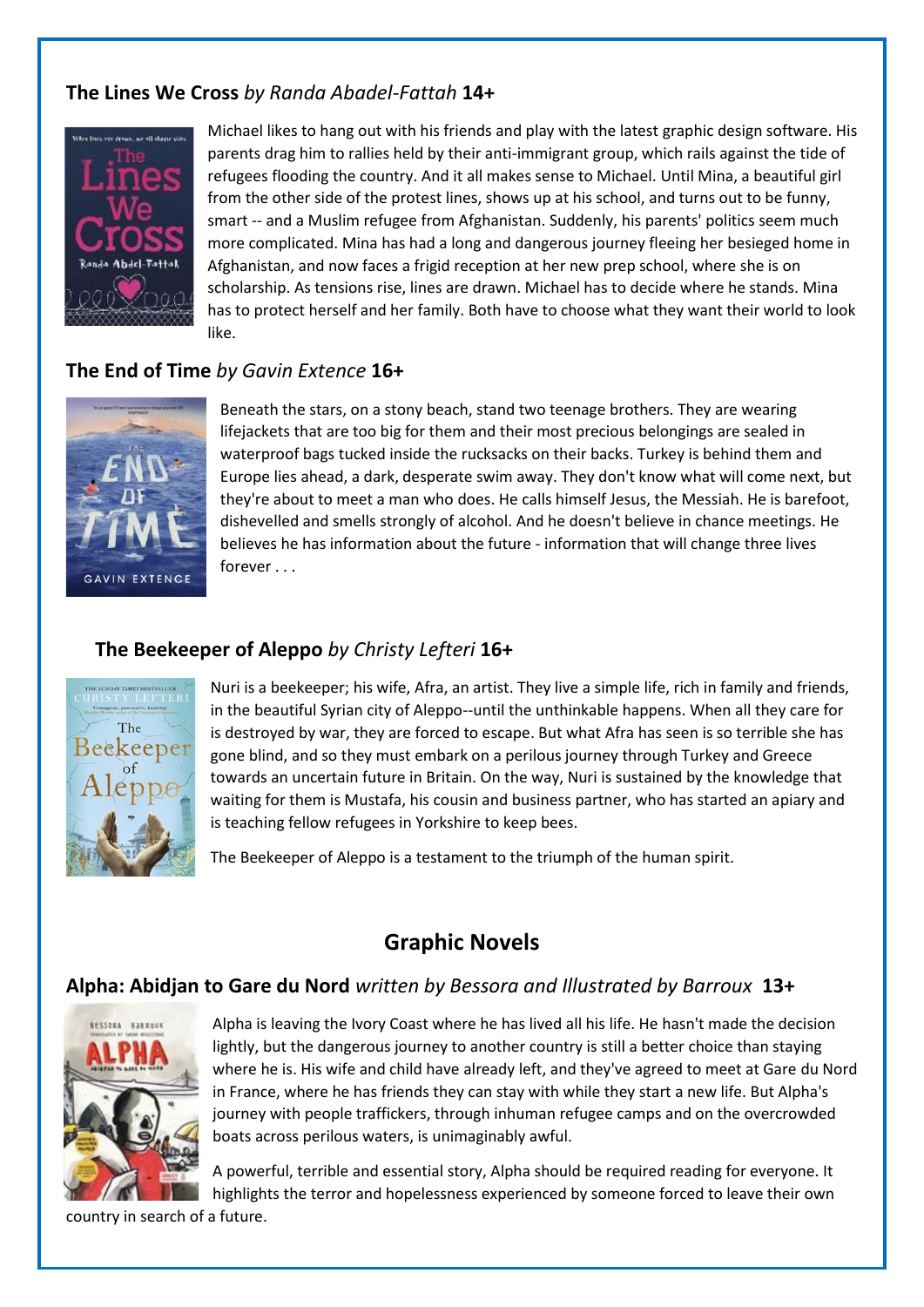### **The Lines We Cross** *by Randa Abadel-Fattah* **14+**

Michael likes to hang out with his friends and play with the latest graphic design software. His parents drag him to rallies held by their anti-immigrant group, which rails against the tide of refugees flooding the country. And it all makes sense to Michael. Until Mina, a beautiful girl from the other side of the protest lines, shows up at his school, and turns out to be funny, smart -- and a Muslim refugee from Afghanistan. Suddenly, his parents' politics seem much more complicated. Mina has had a long and dangerous journey fleeing her besieged home in Afghanistan, and now faces a frigid reception at her new prep school, where she is on scholarship. As tensions rise, lines are drawn. Michael has to decide where he stands. Mina has to protect herself and her family. Both have to choose what they want their world to look like.

### **The End of Time** *by Gavin Extence* **16+**

Beneath the stars, on a stony beach, stand two teenage brothers. They are wearing lifejackets that are too big for them and their most precious belongings are sealed in waterproof bags tucked inside the rucksacks on their backs. Turkey is behind them and Europe lies ahead, a dark, desperate swim away. They don't know what will come next, but they're about to meet a man who does. He calls himself Jesus, the Messiah. He is barefoot, dishevelled and smells strongly of alcohol. And he doesn't believe in chance meetings. He believes he has information about the future - information that will change three lives forever . . .

### **The Beekeeper of Aleppo** *by Christy Lefteri* **16+**

Nuri is a beekeeper; his wife, Afra, an artist. They live a simple life, rich in family and friends, in the beautiful Syrian city of Aleppo--until the unthinkable happens. When all they care for is destroyed by war, they are forced to escape. But what Afra has seen is so terrible she has gone blind, and so they must embark on a perilous journey through Turkey and Greece towards an uncertain future in Britain. On the way, Nuri is sustained by the knowledge that waiting for them is Mustafa, his cousin and business partner, who has started an apiary and is teaching fellow refugees in Yorkshire to keep bees.

The Beekeeper of Aleppo is a testament to the triumph of the human spirit.

## Graphic Novels

### **Alpha: Abidjan to Gare du Nord** *written by Bessora and Illustrated by Barroux* **13+**

Alpha is leaving the Ivory Coast where he has lived all his life. He hasn't made the decision lightly, but the dangerous journey to another country is still a better choice than staying where he is. His wife and child have already left, and they've agreed to meet at Gare du Nord in France, where he has friends they can stay with while they start a new life. But Alpha's journey with people traffickers, through inhuman refugee camps and on the overcrowded boats across perilous waters, is unimaginably awful.

A powerful, terrible and essential story, Alpha should be required reading for everyone. It highlights the terror and hopelessness experienced by someone forced to leave their own country in search of a future.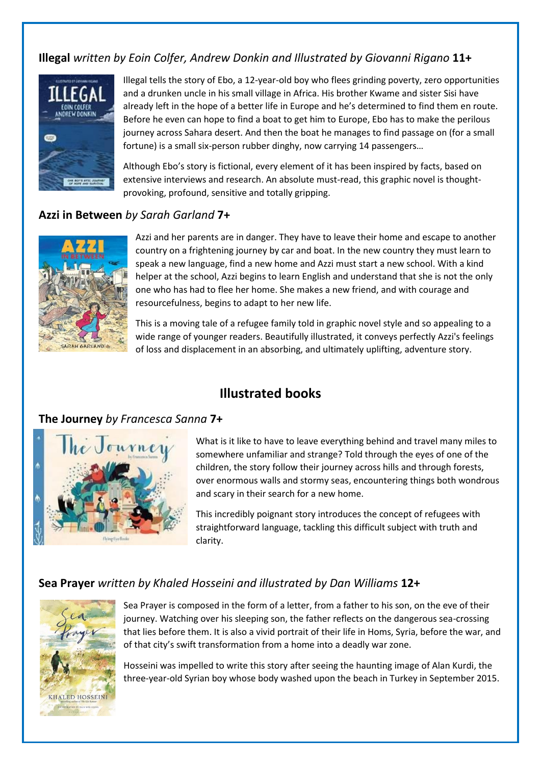### **Illegal** *written by Eoin Colfer, Andrew Donkin and Illustrated by Giovanni Rigano* **11+**

Illegal tells the story of Ebo, a 12-year-old boy who flees grinding poverty, zero opportunities and a drunken uncle in his small village in Africa. His brother Kwame and sister Sisi have already left in the hope of a better life in Europe and he's determined to find them en route. Before he even can hope to find a boat to get him to Europe, Ebo has to make the perilous journey across Sahara desert. And then the boat he manages to find passage on (for a small fortune) is a small six-person rubber dinghy, now carrying 14 passengers…

Although Ebo's story is fictional, every element of it has been inspired by facts, based on extensive interviews and research. An absolute must-read, this graphic novel is thought-provoking, profound, sensitive and totally gripping.

### **Azzi in Between** *by Sarah Garland* **7+**

Azzi and her parents are in danger. They have to leave their home and escape to another country on a frightening journey by car and boat. In the new country they must learn to speak a new language, find a new home and Azzi must start a new school. With a kind helper at the school, Azzi begins to learn English and understand that she is not the only one who has had to flee her home. She makes a new friend, and with courage and resourcefulness, begins to adapt to her new life.

This is a moving tale of a refugee family told in graphic novel style and so appealing to a wide range of younger readers. Beautifully illustrated, it conveys perfectly Azzi's feelings of loss and displacement in an absorbing, and ultimately uplifting, adventure story.

## Illustrated books

### **The Journey** *by Francesca Sanna* **7+**

What is it like to have to leave everything behind and travel many miles to somewhere unfamiliar and strange? Told through the eyes of one of the children, the story follow their journey across hills and through forests, over enormous walls and stormy seas, encountering things both wondrous and scary in their search for a new home.

This incredibly poignant story introduces the concept of refugees with straightforward language, tackling this difficult subject with truth and clarity.

### **Sea Prayer** *written by Khaled Hosseini and illustrated by Dan Williams* **12+**

Sea Prayer is composed in the form of a letter, from a father to his son, on the eve of their journey. Watching over his sleeping son, the father reflects on the dangerous sea-crossing that lies before them. It is also a vivid portrait of their life in Homs, Syria, before the war, and of that city's swift transformation from a home into a deadly war zone.

Hosseini was impelled to write this story after seeing the haunting image of Alan Kurdi, the three-year-old Syrian boy whose body washed upon the beach in Turkey in September 2015.